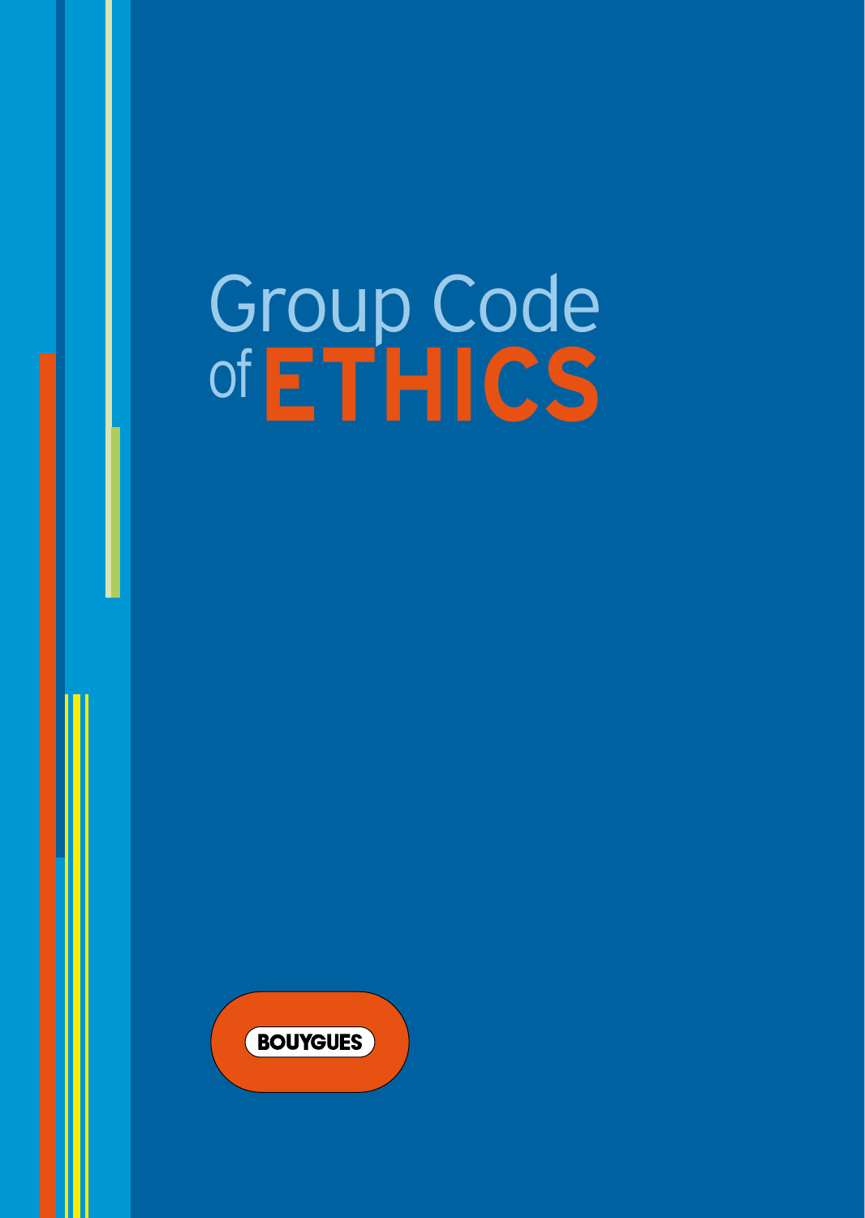# Group Code of ETHICS

BOUYGUES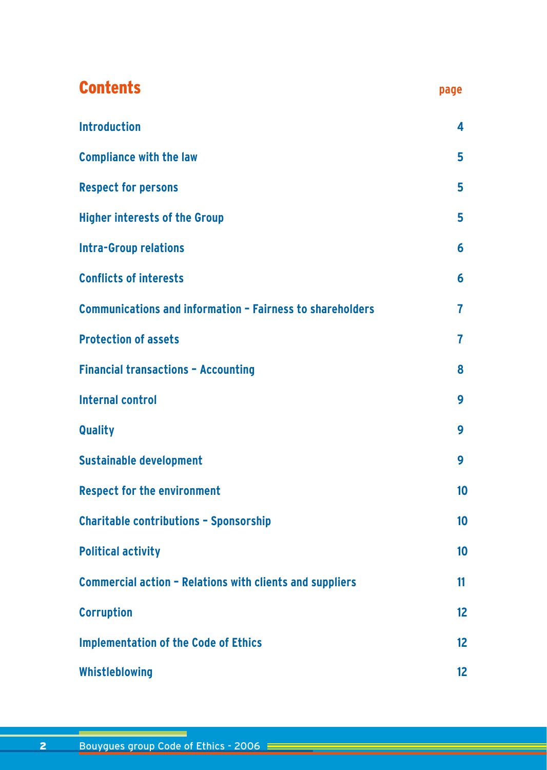# Contents

| | page |
|---|---|
| Introduction | 4 |
| Compliance with the law | 5 |
| Respect for persons | 5 |
| Higher interests of the Group | 5 |
| Intra-Group relations | 6 |
| Conflicts of interests | 6 |
| Communications and information – Fairness to shareholders | 7 |
| Protection of assets | 7 |
| Financial transactions – Accounting | 8 |
| Internal control | 9 |
| Quality | 9 |
| Sustainable development | 9 |
| Respect for the environment | 10 |
| Charitable contributions – Sponsorship | 10 |
| Political activity | 10 |
| Commercial action – Relations with clients and suppliers | 11 |
| Corruption | 12 |
| Implementation of the Code of Ethics | 12 |
| Whistleblowing | 12 |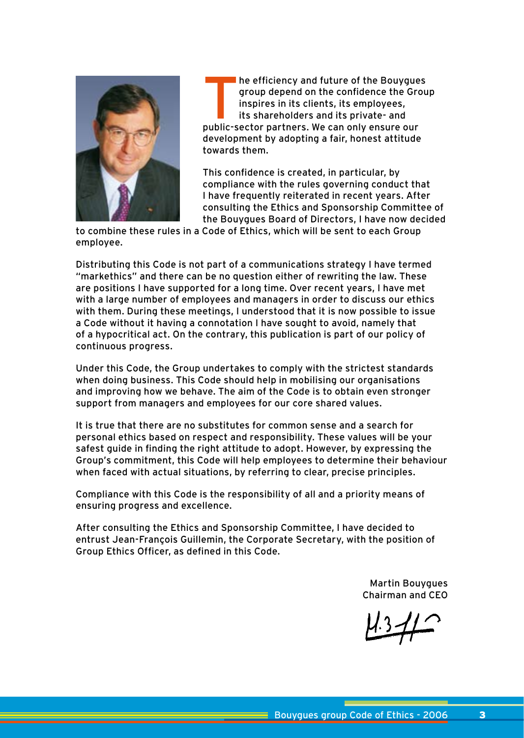The efficiency and future of the Bouygues group depend on the confidence the Group inspires in its clients, its employees, its shareholders and its private- and public-sector partners. We can only ensure our development by adopting a fair, honest attitude towards them.

This confidence is created, in particular, by compliance with the rules governing conduct that I have frequently reiterated in recent years. After consulting the Ethics and Sponsorship Committee of the Bouygues Board of Directors, I have now decided to combine these rules in a Code of Ethics, which will be sent to each Group employee.

Distributing this Code is not part of a communications strategy I have termed "markethics" and there can be no question either of rewriting the law. These are positions I have supported for a long time. Over recent years, I have met with a large number of employees and managers in order to discuss our ethics with them. During these meetings, I understood that it is now possible to issue a Code without it having a connotation I have sought to avoid, namely that of a hypocritical act. On the contrary, this publication is part of our policy of continuous progress.

Under this Code, the Group undertakes to comply with the strictest standards when doing business. This Code should help in mobilising our organisations and improving how we behave. The aim of the Code is to obtain even stronger support from managers and employees for our core shared values.

It is true that there are no substitutes for common sense and a search for personal ethics based on respect and responsibility. These values will be your safest guide in finding the right attitude to adopt. However, by expressing the Group's commitment, this Code will help employees to determine their behaviour when faced with actual situations, by referring to clear, precise principles.

Compliance with this Code is the responsibility of all and a priority means of ensuring progress and excellence.

After consulting the Ethics and Sponsorship Committee, I have decided to entrust Jean-François Guillemin, the Corporate Secretary, with the position of Group Ethics Officer, as defined in this Code.

Martin Bouygues
Chairman and CEO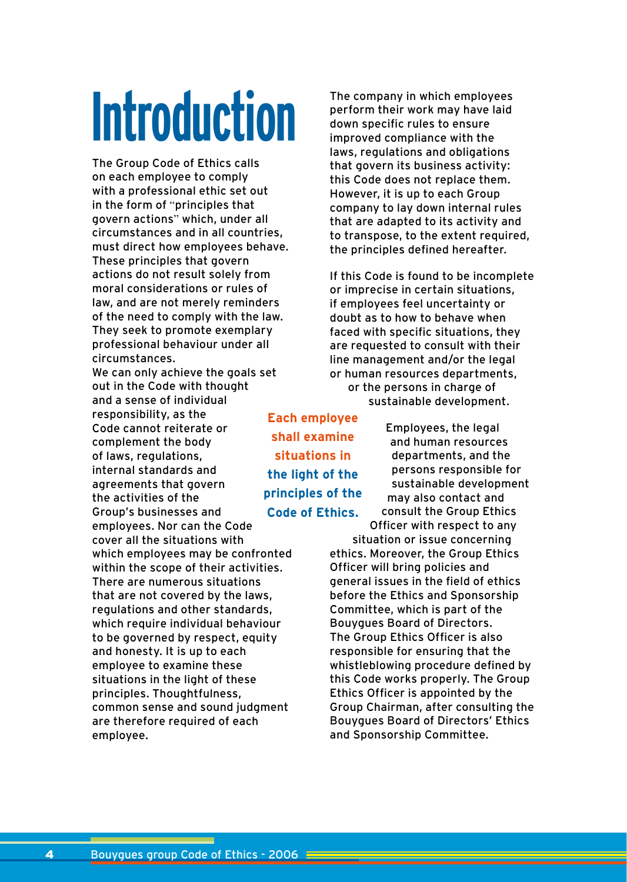# Introduction

The Group Code of Ethics calls on each employee to comply with a professional ethic set out in the form of "principles that govern actions" which, under all circumstances and in all countries, must direct how employees behave. These principles that govern actions do not result solely from moral considerations or rules of law, and are not merely reminders of the need to comply with the law. They seek to promote exemplary professional behaviour under all circumstances.

We can only achieve the goals set out in the Code with thought and a sense of individual responsibility, as the Code cannot reiterate or complement the body of laws, regulations, internal standards and agreements that govern the activities of the Group's businesses and employees. Nor can the Code cover all the situations with which employees may be confronted within the scope of their activities. There are numerous situations that are not covered by the laws, regulations and other standards, which require individual behaviour to be governed by respect, equity and honesty. It is up to each employee to examine these situations in the light of these principles. Thoughtfulness, common sense and sound judgment are therefore required of each employee.

**Each employee shall examine situations in the light of the principles of the Code of Ethics.**

The company in which employees perform their work may have laid down specific rules to ensure improved compliance with the laws, regulations and obligations that govern its business activity: this Code does not replace them. However, it is up to each Group company to lay down internal rules that are adapted to its activity and to transpose, to the extent required, the principles defined hereafter.

If this Code is found to be incomplete or imprecise in certain situations, if employees feel uncertainty or doubt as to how to behave when faced with specific situations, they are requested to consult with their line management and/or the legal or human resources departments, or the persons in charge of sustainable development.

Employees, the legal and human resources departments, and the persons responsible for sustainable development may also contact and consult the Group Ethics Officer with respect to any situation or issue concerning ethics. Moreover, the Group Ethics Officer will bring policies and general issues in the field of ethics before the Ethics and Sponsorship Committee, which is part of the Bouygues Board of Directors.

The Group Ethics Officer is also responsible for ensuring that the whistleblowing procedure defined by this Code works properly. The Group Ethics Officer is appointed by the Group Chairman, after consulting the Bouygues Board of Directors' Ethics and Sponsorship Committee.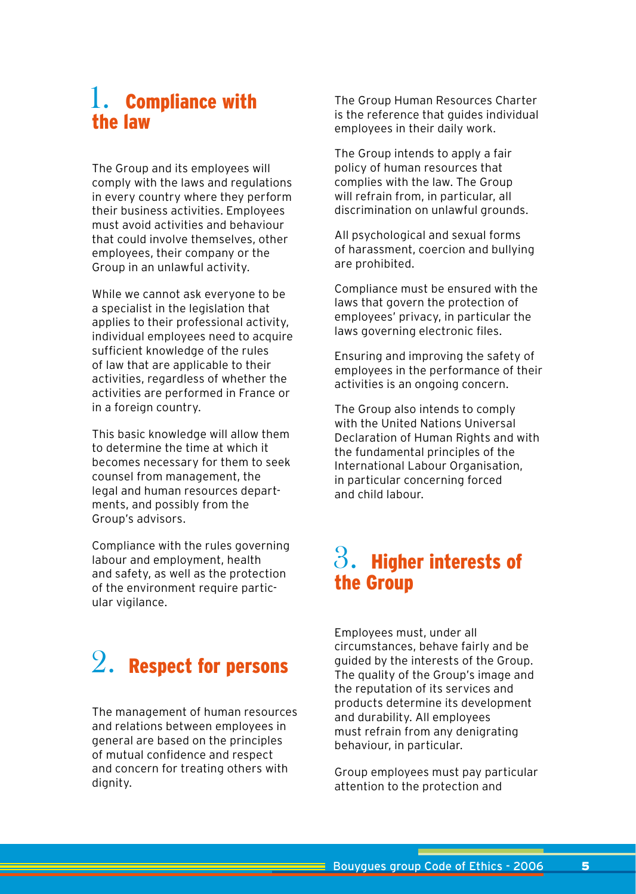## 1. Compliance with the law

The Group and its employees will comply with the laws and regulations in every country where they perform their business activities. Employees must avoid activities and behaviour that could involve themselves, other employees, their company or the Group in an unlawful activity.

While we cannot ask everyone to be a specialist in the legislation that applies to their professional activity, individual employees need to acquire sufficient knowledge of the rules of law that are applicable to their activities, regardless of whether the activities are performed in France or in a foreign country.

This basic knowledge will allow them to determine the time at which it becomes necessary for them to seek counsel from management, the legal and human resources departments, and possibly from the Group's advisors.

Compliance with the rules governing labour and employment, health and safety, as well as the protection of the environment require particular vigilance.

## 2. Respect for persons

The management of human resources and relations between employees in general are based on the principles of mutual confidence and respect and concern for treating others with dignity.

The Group Human Resources Charter is the reference that guides individual employees in their daily work.

The Group intends to apply a fair policy of human resources that complies with the law. The Group will refrain from, in particular, all discrimination on unlawful grounds.

All psychological and sexual forms of harassment, coercion and bullying are prohibited.

Compliance must be ensured with the laws that govern the protection of employees' privacy, in particular the laws governing electronic files.

Ensuring and improving the safety of employees in the performance of their activities is an ongoing concern.

The Group also intends to comply with the United Nations Universal Declaration of Human Rights and with the fundamental principles of the International Labour Organisation, in particular concerning forced and child labour.

## 3. Higher interests of the Group

Employees must, under all circumstances, behave fairly and be guided by the interests of the Group. The quality of the Group's image and the reputation of its services and products determine its development and durability. All employees must refrain from any denigrating behaviour, in particular.

Group employees must pay particular attention to the protection and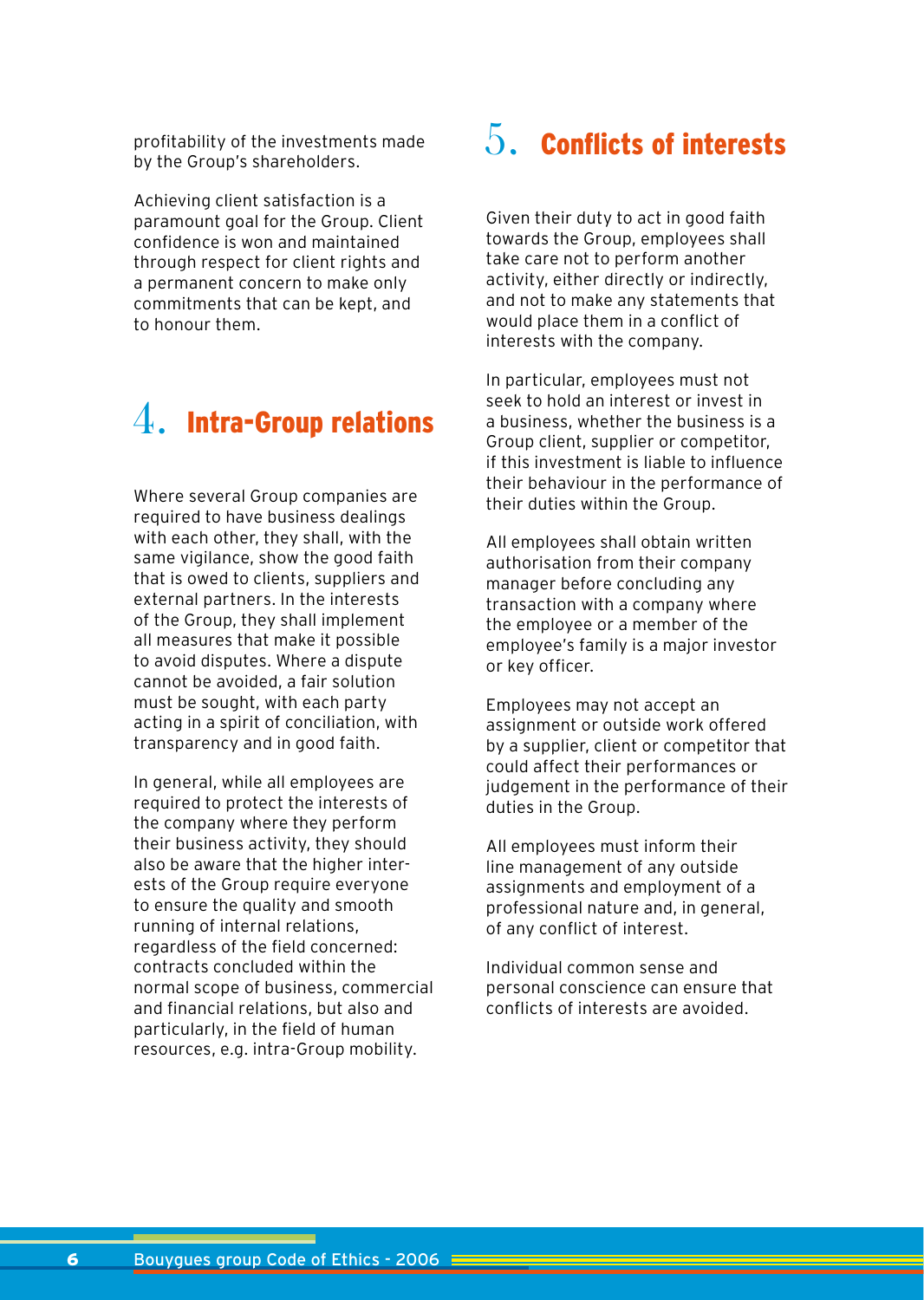profitability of the investments made by the Group's shareholders.

Achieving client satisfaction is a paramount goal for the Group. Client confidence is won and maintained through respect for client rights and a permanent concern to make only commitments that can be kept, and to honour them.

## 4. Intra-Group relations

Where several Group companies are required to have business dealings with each other, they shall, with the same vigilance, show the good faith that is owed to clients, suppliers and external partners. In the interests of the Group, they shall implement all measures that make it possible to avoid disputes. Where a dispute cannot be avoided, a fair solution must be sought, with each party acting in a spirit of conciliation, with transparency and in good faith.

In general, while all employees are required to protect the interests of the company where they perform their business activity, they should also be aware that the higher interests of the Group require everyone to ensure the quality and smooth running of internal relations, regardless of the field concerned: contracts concluded within the normal scope of business, commercial and financial relations, but also and particularly, in the field of human resources, e.g. intra-Group mobility.

## 5. Conflicts of interests

Given their duty to act in good faith towards the Group, employees shall take care not to perform another activity, either directly or indirectly, and not to make any statements that would place them in a conflict of interests with the company.

In particular, employees must not seek to hold an interest or invest in a business, whether the business is a Group client, supplier or competitor, if this investment is liable to influence their behaviour in the performance of their duties within the Group.

All employees shall obtain written authorisation from their company manager before concluding any transaction with a company where the employee or a member of the employee's family is a major investor or key officer.

Employees may not accept an assignment or outside work offered by a supplier, client or competitor that could affect their performances or judgement in the performance of their duties in the Group.

All employees must inform their line management of any outside assignments and employment of a professional nature and, in general, of any conflict of interest.

Individual common sense and personal conscience can ensure that conflicts of interests are avoided.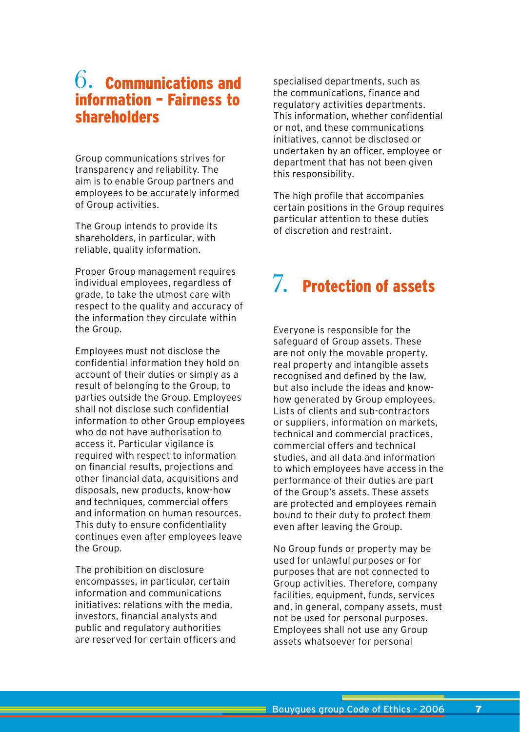## 6. Communications and information – Fairness to shareholders

Group communications strives for transparency and reliability. The aim is to enable Group partners and employees to be accurately informed of Group activities.

The Group intends to provide its shareholders, in particular, with reliable, quality information.

Proper Group management requires individual employees, regardless of grade, to take the utmost care with respect to the quality and accuracy of the information they circulate within the Group.

Employees must not disclose the confidential information they hold on account of their duties or simply as a result of belonging to the Group, to parties outside the Group. Employees shall not disclose such confidential information to other Group employees who do not have authorisation to access it. Particular vigilance is required with respect to information on financial results, projections and other financial data, acquisitions and disposals, new products, know-how and techniques, commercial offers and information on human resources. This duty to ensure confidentiality continues even after employees leave the Group.

The prohibition on disclosure encompasses, in particular, certain information and communications initiatives: relations with the media, investors, financial analysts and public and regulatory authorities are reserved for certain officers and specialised departments, such as the communications, finance and regulatory activities departments. This information, whether confidential or not, and these communications initiatives, cannot be disclosed or undertaken by an officer, employee or department that has not been given this responsibility.

The high profile that accompanies certain positions in the Group requires particular attention to these duties of discretion and restraint.

## 7. Protection of assets

Everyone is responsible for the safeguard of Group assets. These are not only the movable property, real property and intangible assets recognised and defined by the law, but also include the ideas and know-how generated by Group employees. Lists of clients and sub-contractors or suppliers, information on markets, technical and commercial practices, commercial offers and technical studies, and all data and information to which employees have access in the performance of their duties are part of the Group's assets. These assets are protected and employees remain bound to their duty to protect them even after leaving the Group.

No Group funds or property may be used for unlawful purposes or for purposes that are not connected to Group activities. Therefore, company facilities, equipment, funds, services and, in general, company assets, must not be used for personal purposes. Employees shall not use any Group assets whatsoever for personal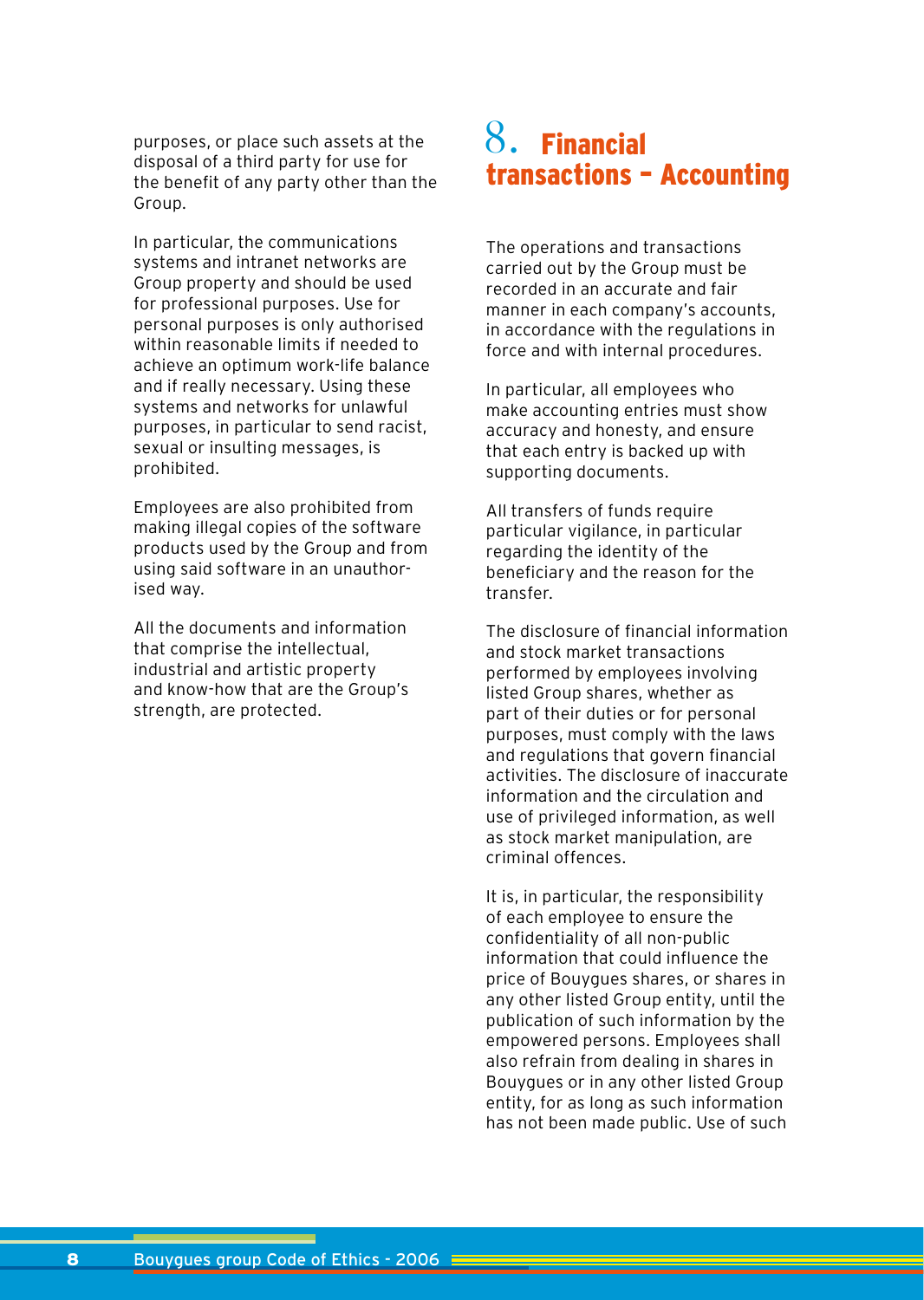purposes, or place such assets at the disposal of a third party for use for the benefit of any party other than the Group.

In particular, the communications systems and intranet networks are Group property and should be used for professional purposes. Use for personal purposes is only authorised within reasonable limits if needed to achieve an optimum work-life balance and if really necessary. Using these systems and networks for unlawful purposes, in particular to send racist, sexual or insulting messages, is prohibited.

Employees are also prohibited from making illegal copies of the software products used by the Group and from using said software in an unauthorised way.

All the documents and information that comprise the intellectual, industrial and artistic property and know-how that are the Group's strength, are protected.

## 8. Financial transactions – Accounting

The operations and transactions carried out by the Group must be recorded in an accurate and fair manner in each company's accounts, in accordance with the regulations in force and with internal procedures.

In particular, all employees who make accounting entries must show accuracy and honesty, and ensure that each entry is backed up with supporting documents.

All transfers of funds require particular vigilance, in particular regarding the identity of the beneficiary and the reason for the transfer.

The disclosure of financial information and stock market transactions performed by employees involving listed Group shares, whether as part of their duties or for personal purposes, must comply with the laws and regulations that govern financial activities. The disclosure of inaccurate information and the circulation and use of privileged information, as well as stock market manipulation, are criminal offences.

It is, in particular, the responsibility of each employee to ensure the confidentiality of all non-public information that could influence the price of Bouygues shares, or shares in any other listed Group entity, until the publication of such information by the empowered persons. Employees shall also refrain from dealing in shares in Bouygues or in any other listed Group entity, for as long as such information has not been made public. Use of such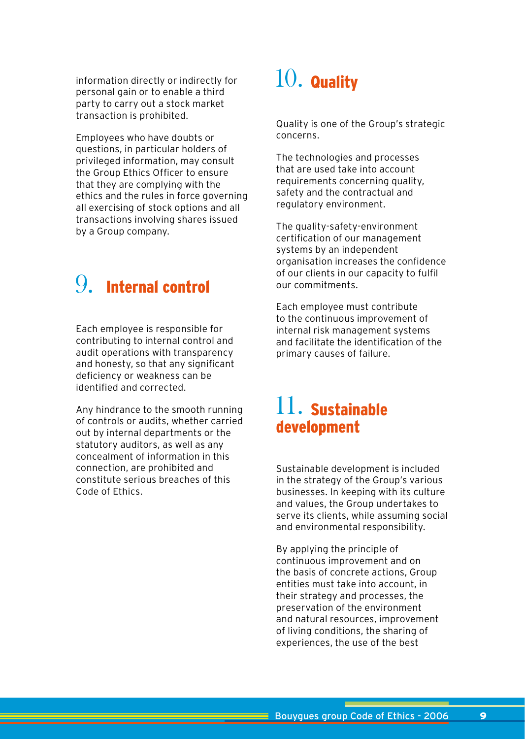information directly or indirectly for personal gain or to enable a third party to carry out a stock market transaction is prohibited.

Employees who have doubts or questions, in particular holders of privileged information, may consult the Group Ethics Officer to ensure that they are complying with the ethics and the rules in force governing all exercising of stock options and all transactions involving shares issued by a Group company.

## 9. Internal control

Each employee is responsible for contributing to internal control and audit operations with transparency and honesty, so that any significant deficiency or weakness can be identified and corrected.

Any hindrance to the smooth running of controls or audits, whether carried out by internal departments or the statutory auditors, as well as any concealment of information in this connection, are prohibited and constitute serious breaches of this Code of Ethics.

## 10. Quality

Quality is one of the Group's strategic concerns.

The technologies and processes that are used take into account requirements concerning quality, safety and the contractual and regulatory environment.

The quality-safety-environment certification of our management systems by an independent organisation increases the confidence of our clients in our capacity to fulfil our commitments.

Each employee must contribute to the continuous improvement of internal risk management systems and facilitate the identification of the primary causes of failure.

## 11. Sustainable development

Sustainable development is included in the strategy of the Group's various businesses. In keeping with its culture and values, the Group undertakes to serve its clients, while assuming social and environmental responsibility.

By applying the principle of continuous improvement and on the basis of concrete actions, Group entities must take into account, in their strategy and processes, the preservation of the environment and natural resources, improvement of living conditions, the sharing of experiences, the use of the best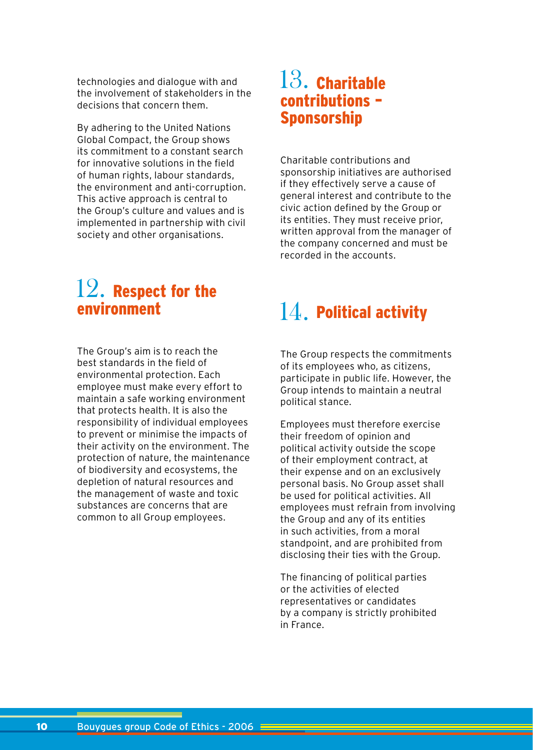technologies and dialogue with and the involvement of stakeholders in the decisions that concern them.

By adhering to the United Nations Global Compact, the Group shows its commitment to a constant search for innovative solutions in the field of human rights, labour standards, the environment and anti-corruption. This active approach is central to the Group's culture and values and is implemented in partnership with civil society and other organisations.

## 12. Respect for the environment

The Group's aim is to reach the best standards in the field of environmental protection. Each employee must make every effort to maintain a safe working environment that protects health. It is also the responsibility of individual employees to prevent or minimise the impacts of their activity on the environment. The protection of nature, the maintenance of biodiversity and ecosystems, the depletion of natural resources and the management of waste and toxic substances are concerns that are common to all Group employees.

## 13. Charitable contributions – Sponsorship

Charitable contributions and sponsorship initiatives are authorised if they effectively serve a cause of general interest and contribute to the civic action defined by the Group or its entities. They must receive prior, written approval from the manager of the company concerned and must be recorded in the accounts.

## 14. Political activity

The Group respects the commitments of its employees who, as citizens, participate in public life. However, the Group intends to maintain a neutral political stance.

Employees must therefore exercise their freedom of opinion and political activity outside the scope of their employment contract, at their expense and on an exclusively personal basis. No Group asset shall be used for political activities. All employees must refrain from involving the Group and any of its entities in such activities, from a moral standpoint, and are prohibited from disclosing their ties with the Group.

The financing of political parties or the activities of elected representatives or candidates by a company is strictly prohibited in France.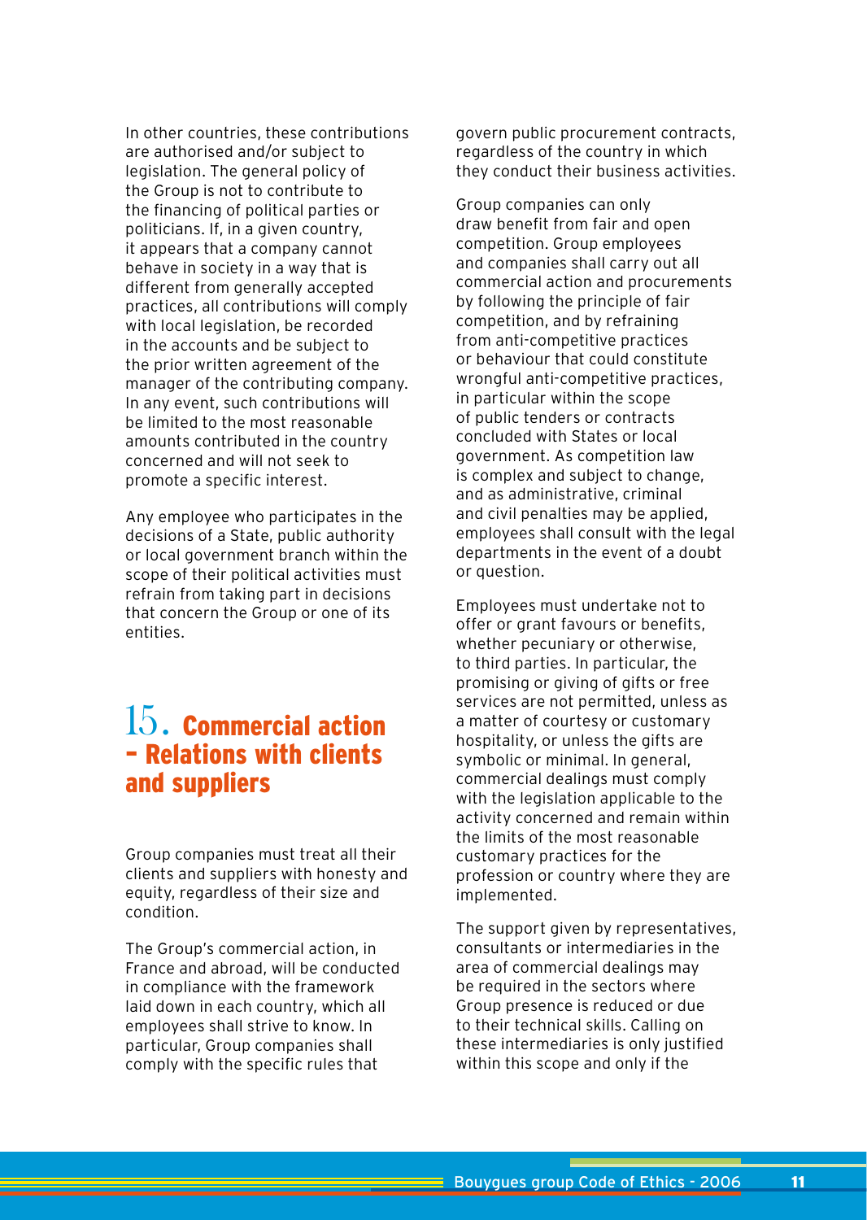In other countries, these contributions are authorised and/or subject to legislation. The general policy of the Group is not to contribute to the financing of political parties or politicians. If, in a given country, it appears that a company cannot behave in society in a way that is different from generally accepted practices, all contributions will comply with local legislation, be recorded in the accounts and be subject to the prior written agreement of the manager of the contributing company. In any event, such contributions will be limited to the most reasonable amounts contributed in the country concerned and will not seek to promote a specific interest.

Any employee who participates in the decisions of a State, public authority or local government branch within the scope of their political activities must refrain from taking part in decisions that concern the Group or one of its entities.

## 15. Commercial action – Relations with clients and suppliers

Group companies must treat all their clients and suppliers with honesty and equity, regardless of their size and condition.

The Group's commercial action, in France and abroad, will be conducted in compliance with the framework laid down in each country, which all employees shall strive to know. In particular, Group companies shall comply with the specific rules that govern public procurement contracts, regardless of the country in which they conduct their business activities.

Group companies can only draw benefit from fair and open competition. Group employees and companies shall carry out all commercial action and procurements by following the principle of fair competition, and by refraining from anti-competitive practices or behaviour that could constitute wrongful anti-competitive practices, in particular within the scope of public tenders or contracts concluded with States or local government. As competition law is complex and subject to change, and as administrative, criminal and civil penalties may be applied, employees shall consult with the legal departments in the event of a doubt or question.

Employees must undertake not to offer or grant favours or benefits, whether pecuniary or otherwise, to third parties. In particular, the promising or giving of gifts or free services are not permitted, unless as a matter of courtesy or customary hospitality, or unless the gifts are symbolic or minimal. In general, commercial dealings must comply with the legislation applicable to the activity concerned and remain within the limits of the most reasonable customary practices for the profession or country where they are implemented.

The support given by representatives, consultants or intermediaries in the area of commercial dealings may be required in the sectors where Group presence is reduced or due to their technical skills. Calling on these intermediaries is only justified within this scope and only if the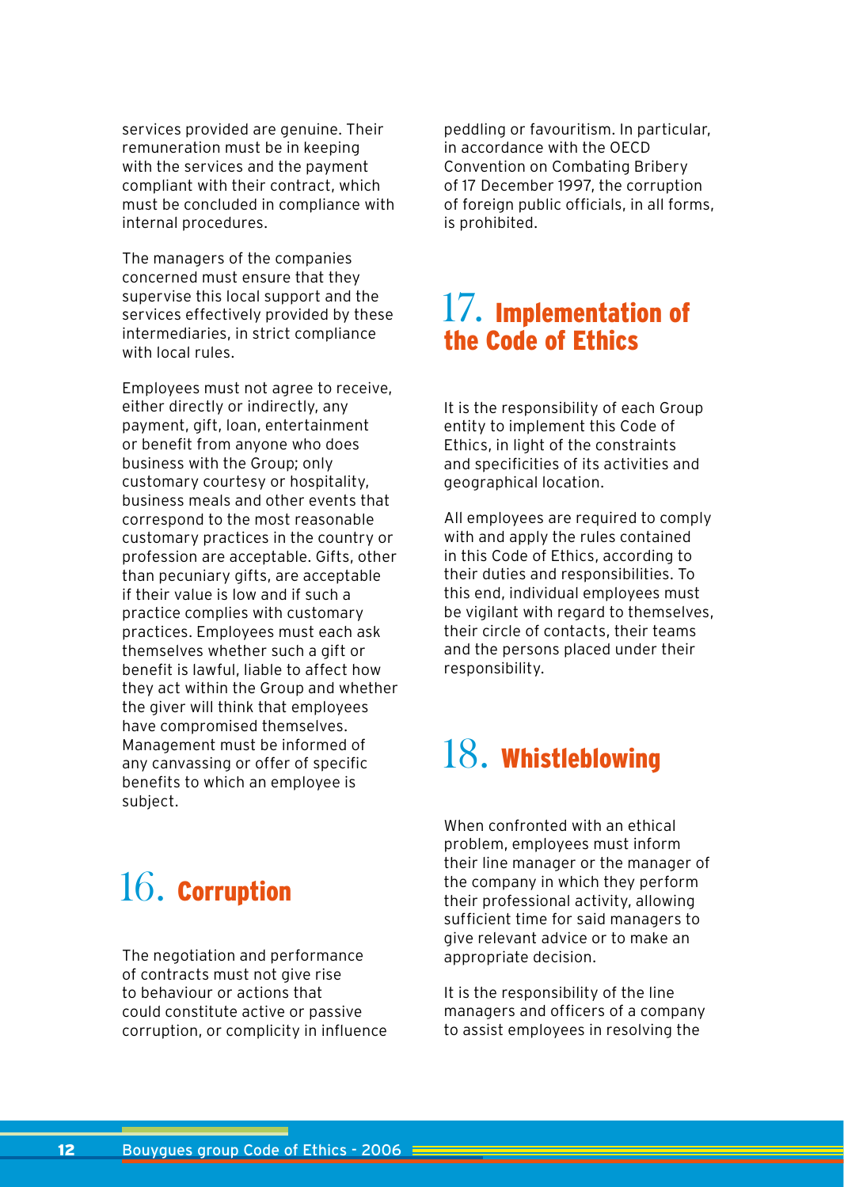services provided are genuine. Their remuneration must be in keeping with the services and the payment compliant with their contract, which must be concluded in compliance with internal procedures.

The managers of the companies concerned must ensure that they supervise this local support and the services effectively provided by these intermediaries, in strict compliance with local rules.

Employees must not agree to receive, either directly or indirectly, any payment, gift, loan, entertainment or benefit from anyone who does business with the Group; only customary courtesy or hospitality, business meals and other events that correspond to the most reasonable customary practices in the country or profession are acceptable. Gifts, other than pecuniary gifts, are acceptable if their value is low and if such a practice complies with customary practices. Employees must each ask themselves whether such a gift or benefit is lawful, liable to affect how they act within the Group and whether the giver will think that employees have compromised themselves. Management must be informed of any canvassing or offer of specific benefits to which an employee is subject.

## 16. Corruption

The negotiation and performance of contracts must not give rise to behaviour or actions that could constitute active or passive corruption, or complicity in influence peddling or favouritism. In particular, in accordance with the OECD Convention on Combating Bribery of 17 December 1997, the corruption of foreign public officials, in all forms, is prohibited.

## 17. Implementation of the Code of Ethics

It is the responsibility of each Group entity to implement this Code of Ethics, in light of the constraints and specificities of its activities and geographical location.

All employees are required to comply with and apply the rules contained in this Code of Ethics, according to their duties and responsibilities. To this end, individual employees must be vigilant with regard to themselves, their circle of contacts, their teams and the persons placed under their responsibility.

## 18. Whistleblowing

When confronted with an ethical problem, employees must inform their line manager or the manager of the company in which they perform their professional activity, allowing sufficient time for said managers to give relevant advice or to make an appropriate decision.

It is the responsibility of the line managers and officers of a company to assist employees in resolving the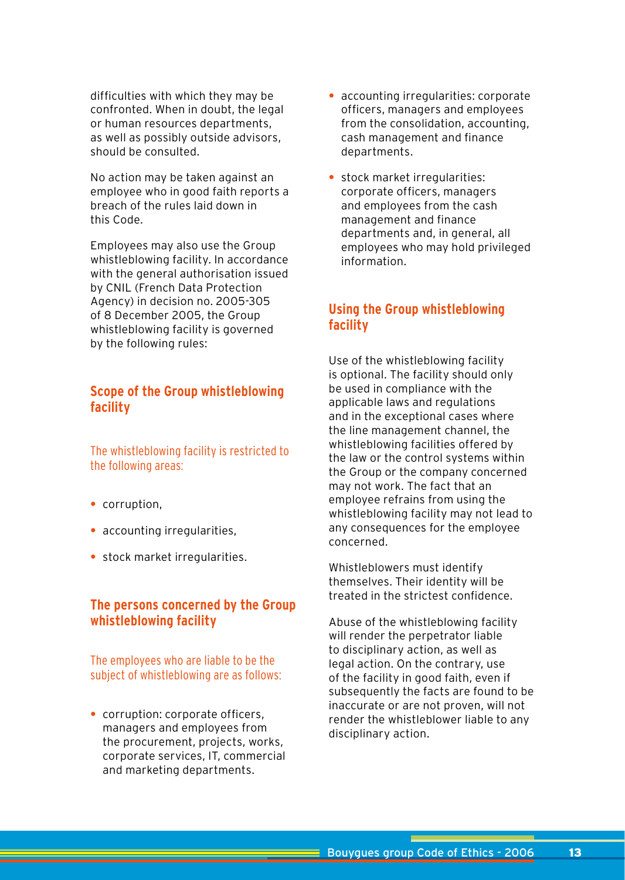difficulties with which they may be confronted. When in doubt, the legal or human resources departments, as well as possibly outside advisors, should be consulted.

No action may be taken against an employee who in good faith reports a breach of the rules laid down in this Code.

Employees may also use the Group whistleblowing facility. In accordance with the general authorisation issued by CNIL (French Data Protection Agency) in decision no. 2005-305 of 8 December 2005, the Group whistleblowing facility is governed by the following rules:

## Scope of the Group whistleblowing facility

### The whistleblowing facility is restricted to the following areas:

- corruption,
- accounting irregularities,
- stock market irregularities.

## The persons concerned by the Group whistleblowing facility

### The employees who are liable to be the subject of whistleblowing are as follows:

- corruption: corporate officers, managers and employees from the procurement, projects, works, corporate services, IT, commercial and marketing departments.
- accounting irregularities: corporate officers, managers and employees from the consolidation, accounting, cash management and finance departments.
- stock market irregularities: corporate officers, managers and employees from the cash management and finance departments and, in general, all employees who may hold privileged information.

## Using the Group whistleblowing facility

Use of the whistleblowing facility is optional. The facility should only be used in compliance with the applicable laws and regulations and in the exceptional cases where the line management channel, the whistleblowing facilities offered by the law or the control systems within the Group or the company concerned may not work. The fact that an employee refrains from using the whistleblowing facility may not lead to any consequences for the employee concerned.

Whistleblowers must identify themselves. Their identity will be treated in the strictest confidence.

Abuse of the whistleblowing facility will render the perpetrator liable to disciplinary action, as well as legal action. On the contrary, use of the facility in good faith, even if subsequently the facts are found to be inaccurate or are not proven, will not render the whistleblower liable to any disciplinary action.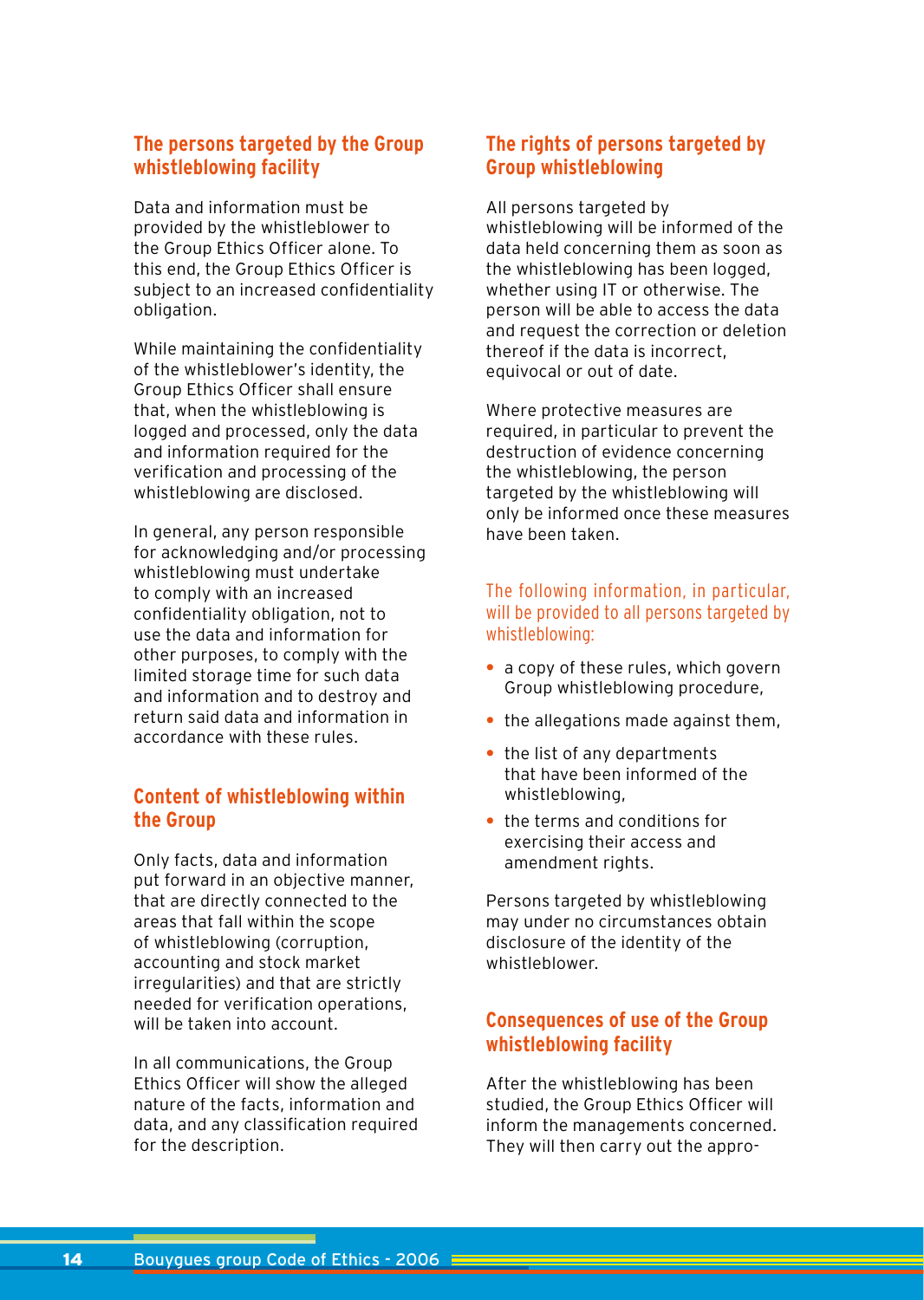## The persons targeted by the Group whistleblowing facility

Data and information must be provided by the whistleblower to the Group Ethics Officer alone. To this end, the Group Ethics Officer is subject to an increased confidentiality obligation.

While maintaining the confidentiality of the whistleblower's identity, the Group Ethics Officer shall ensure that, when the whistleblowing is logged and processed, only the data and information required for the verification and processing of the whistleblowing are disclosed.

In general, any person responsible for acknowledging and/or processing whistleblowing must undertake to comply with an increased confidentiality obligation, not to use the data and information for other purposes, to comply with the limited storage time for such data and information and to destroy and return said data and information in accordance with these rules.

## Content of whistleblowing within the Group

Only facts, data and information put forward in an objective manner, that are directly connected to the areas that fall within the scope of whistleblowing (corruption, accounting and stock market irregularities) and that are strictly needed for verification operations, will be taken into account.

In all communications, the Group Ethics Officer will show the alleged nature of the facts, information and data, and any classification required for the description.

## The rights of persons targeted by Group whistleblowing

All persons targeted by whistleblowing will be informed of the data held concerning them as soon as the whistleblowing has been logged, whether using IT or otherwise. The person will be able to access the data and request the correction or deletion thereof if the data is incorrect, equivocal or out of date.

Where protective measures are required, in particular to prevent the destruction of evidence concerning the whistleblowing, the person targeted by the whistleblowing will only be informed once these measures have been taken.

The following information, in particular, will be provided to all persons targeted by whistleblowing:

- a copy of these rules, which govern Group whistleblowing procedure,
- the allegations made against them,
- the list of any departments that have been informed of the whistleblowing,
- the terms and conditions for exercising their access and amendment rights.

Persons targeted by whistleblowing may under no circumstances obtain disclosure of the identity of the whistleblower.

## Consequences of use of the Group whistleblowing facility

After the whistleblowing has been studied, the Group Ethics Officer will inform the managements concerned. They will then carry out the appro-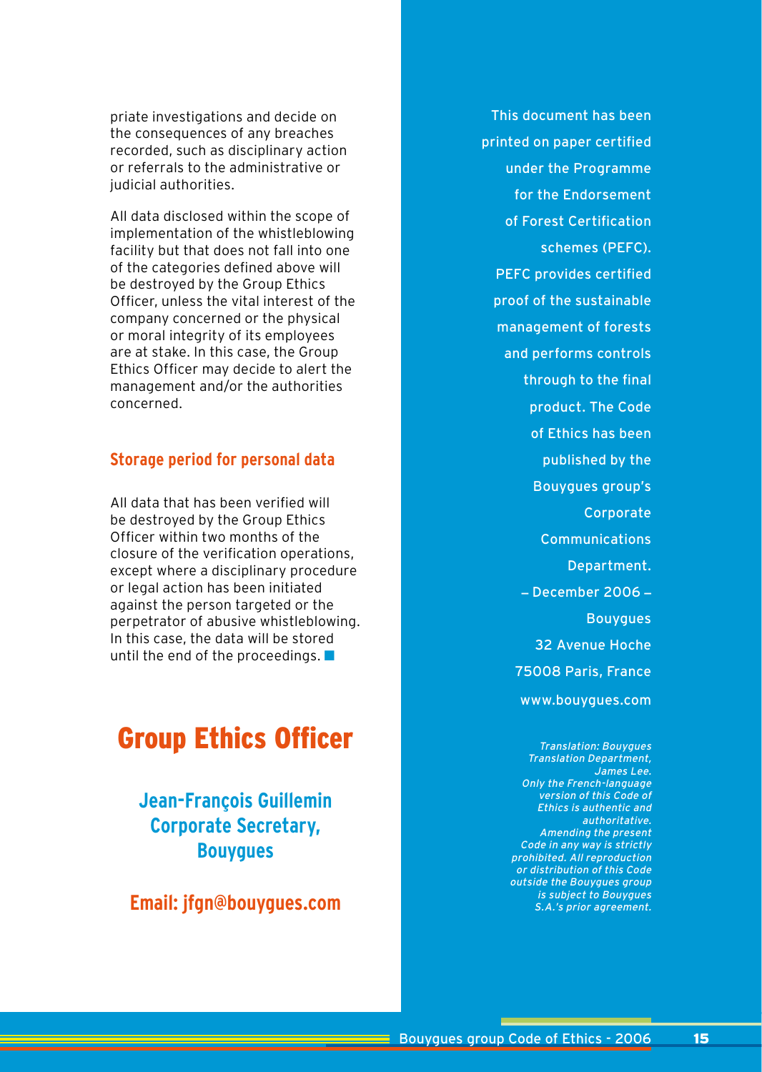priate investigations and decide on the consequences of any breaches recorded, such as disciplinary action or referrals to the administrative or judicial authorities.

All data disclosed within the scope of implementation of the whistleblowing facility but that does not fall into one of the categories defined above will be destroyed by the Group Ethics Officer, unless the vital interest of the company concerned or the physical or moral integrity of its employees are at stake. In this case, the Group Ethics Officer may decide to alert the management and/or the authorities concerned.

### Storage period for personal data

All data that has been verified will be destroyed by the Group Ethics Officer within two months of the closure of the verification operations, except where a disciplinary procedure or legal action has been initiated against the person targeted or the perpetrator of abusive whistleblowing. In this case, the data will be stored until the end of the proceedings. ■

## Group Ethics Officer

**Jean-François Guillemin**
**Corporate Secretary,**
**Bouygues**

**Email: jfgn@bouygues.com**

This document has been printed on paper certified under the Programme for the Endorsement of Forest Certification schemes (PEFC). PEFC provides certified proof of the sustainable management of forests and performs controls through to the final product. The Code of Ethics has been published by the Bouygues group's Corporate Communications Department.

– December 2006 –

Bouygues
32 Avenue Hoche
75008 Paris, France
www.bouygues.com

*Translation: Bouygues Translation Department, James Lee.*
*Only the French-language version of this Code of Ethics is authentic and authoritative.*
*Amending the present Code in any way is strictly prohibited. All reproduction or distribution of this Code outside the Bouygues group is subject to Bouygues S.A.'s prior agreement.*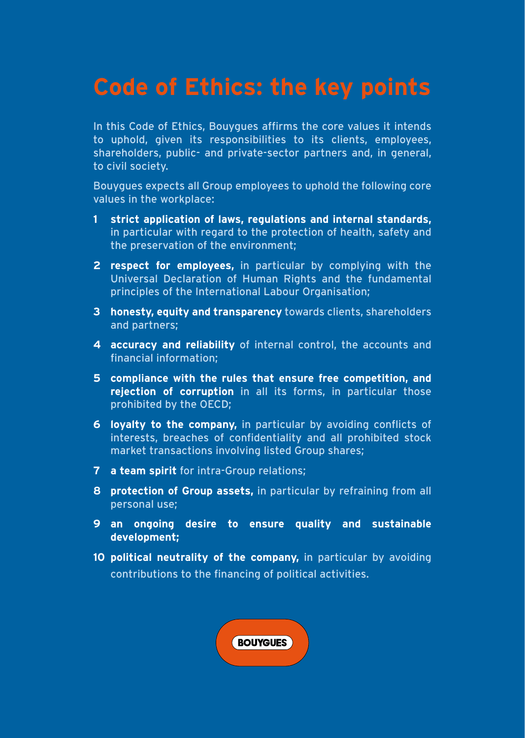# Code of Ethics: the key points

In this Code of Ethics, Bouygues affirms the core values it intends to uphold, given its responsibilities to its clients, employees, shareholders, public- and private-sector partners and, in general, to civil society.

Bouygues expects all Group employees to uphold the following core values in the workplace:

1. **strict application of laws, regulations and internal standards,** in particular with regard to the protection of health, safety and the preservation of the environment;
2. **respect for employees,** in particular by complying with the Universal Declaration of Human Rights and the fundamental principles of the International Labour Organisation;
3. **honesty, equity and transparency** towards clients, shareholders and partners;
4. **accuracy and reliability** of internal control, the accounts and financial information;
5. **compliance with the rules that ensure free competition, and rejection of corruption** in all its forms, in particular those prohibited by the OECD;
6. **loyalty to the company,** in particular by avoiding conflicts of interests, breaches of confidentiality and all prohibited stock market transactions involving listed Group shares;
7. **a team spirit** for intra-Group relations;
8. **protection of Group assets,** in particular by refraining from all personal use;
9. **an ongoing desire to ensure quality and sustainable development;**
10. **political neutrality of the company,** in particular by avoiding contributions to the financing of political activities.

BOUYGUES